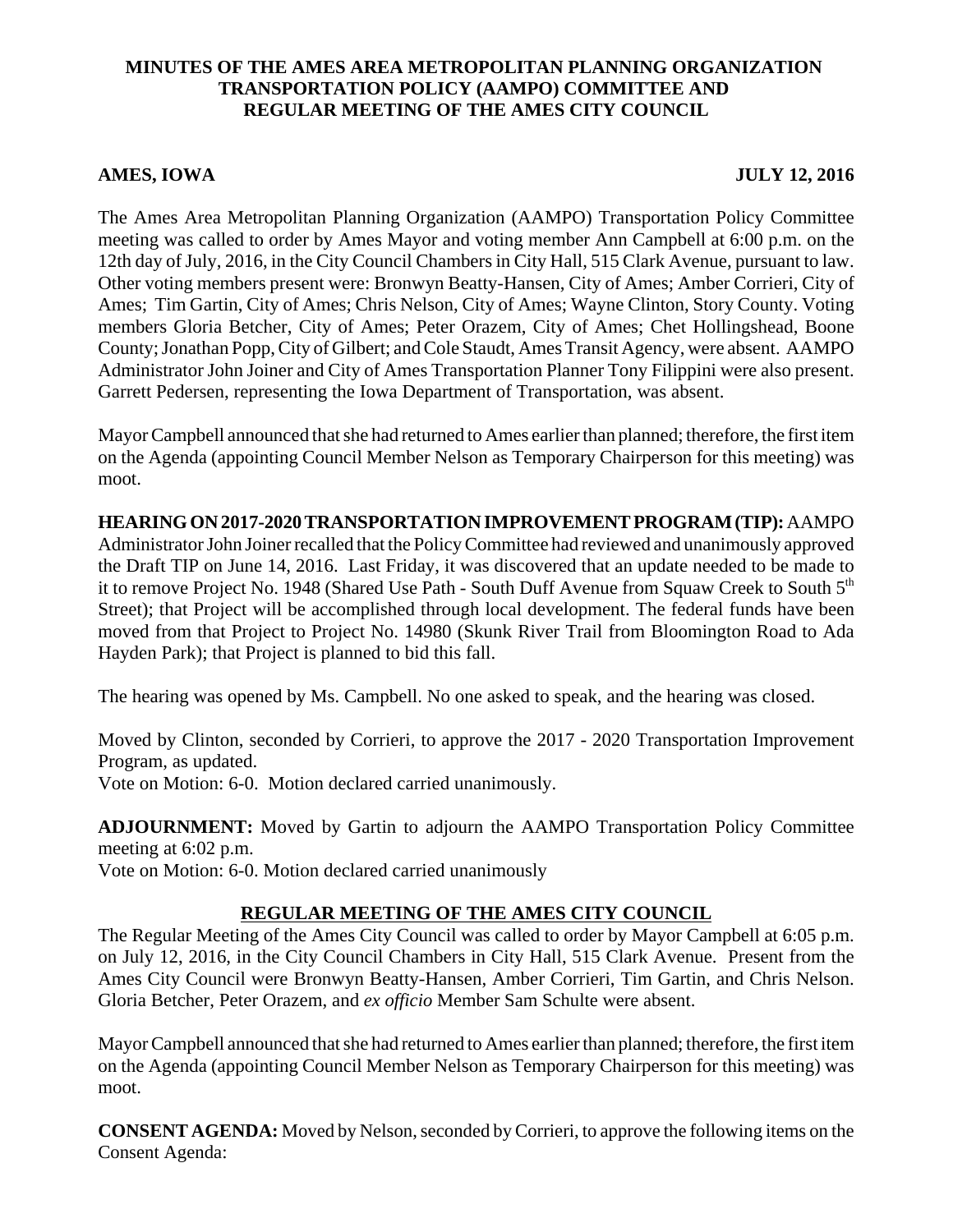**MINUTES OF THE AMES AREA METROPOLITAN PLANNING ORGANIZATION TRANSPORTATION POLICY (AAMPO) COMMITTEE AND REGULAR MEETING OF THE AMES CITY COUNCIL**

**AMES, IOWA** **JULY 12, 2016**

The Ames Area Metropolitan Planning Organization (AAMPO) Transportation Policy Committee meeting was called to order by Ames Mayor and voting member Ann Campbell at 6:00 p.m. on the 12th day of July, 2016, in the City Council Chambers in City Hall, 515 Clark Avenue, pursuant to law. Other voting members present were: Bronwyn Beatty-Hansen, City of Ames; Amber Corrieri, City of Ames; Tim Gartin, City of Ames; Chris Nelson, City of Ames; Wayne Clinton, Story County. Voting members Gloria Betcher, City of Ames; Peter Orazem, City of Ames; Chet Hollingshead, Boone County; Jonathan Popp, City of Gilbert; and Cole Staudt, Ames Transit Agency, were absent. AAMPO Administrator John Joiner and City of Ames Transportation Planner Tony Filippini were also present. Garrett Pedersen, representing the Iowa Department of Transportation, was absent.

Mayor Campbell announced that she had returned to Ames earlier than planned; therefore, the first item on the Agenda (appointing Council Member Nelson as Temporary Chairperson for this meeting) was moot.

**HEARING ON 2017-2020 TRANSPORTATION IMPROVEMENT PROGRAM (TIP):** AAMPO Administrator John Joiner recalled that the Policy Committee had reviewed and unanimously approved the Draft TIP on June 14, 2016. Last Friday, it was discovered that an update needed to be made to it to remove Project No. 1948 (Shared Use Path - South Duff Avenue from Squaw Creek to South 5th Street); that Project will be accomplished through local development. The federal funds have been moved from that Project to Project No. 14980 (Skunk River Trail from Bloomington Road to Ada Hayden Park); that Project is planned to bid this fall.

The hearing was opened by Ms. Campbell. No one asked to speak, and the hearing was closed.

Moved by Clinton, seconded by Corrieri, to approve the 2017 - 2020 Transportation Improvement Program, as updated.
Vote on Motion: 6-0. Motion declared carried unanimously.

**ADJOURNMENT:** Moved by Gartin to adjourn the AAMPO Transportation Policy Committee meeting at 6:02 p.m.
Vote on Motion: 6-0. Motion declared carried unanimously

## REGULAR MEETING OF THE AMES CITY COUNCIL

The Regular Meeting of the Ames City Council was called to order by Mayor Campbell at 6:05 p.m. on July 12, 2016, in the City Council Chambers in City Hall, 515 Clark Avenue. Present from the Ames City Council were Bronwyn Beatty-Hansen, Amber Corrieri, Tim Gartin, and Chris Nelson. Gloria Betcher, Peter Orazem, and *ex officio* Member Sam Schulte were absent.

Mayor Campbell announced that she had returned to Ames earlier than planned; therefore, the first item on the Agenda (appointing Council Member Nelson as Temporary Chairperson for this meeting) was moot.

**CONSENT AGENDA:** Moved by Nelson, seconded by Corrieri, to approve the following items on the Consent Agenda: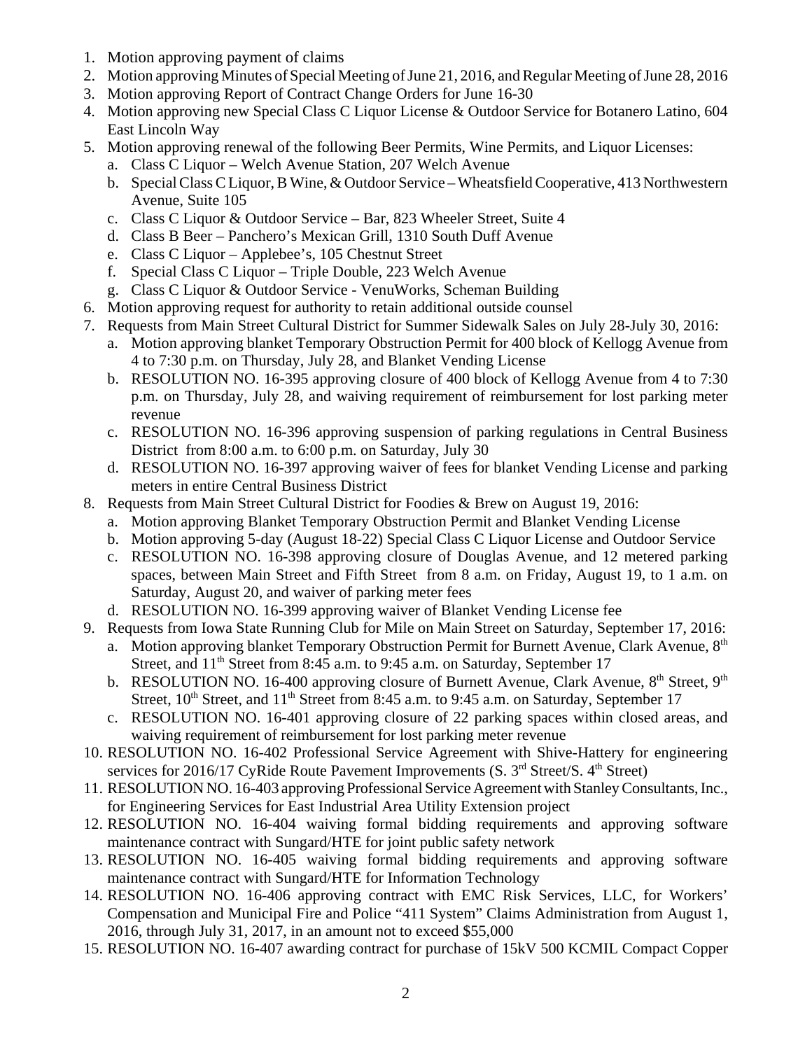1. Motion approving payment of claims
2. Motion approving Minutes of Special Meeting of June 21, 2016, and Regular Meeting of June 28, 2016
3. Motion approving Report of Contract Change Orders for June 16-30
4. Motion approving new Special Class C Liquor License & Outdoor Service for Botanero Latino, 604 East Lincoln Way
5. Motion approving renewal of the following Beer Permits, Wine Permits, and Liquor Licenses:
   a. Class C Liquor – Welch Avenue Station, 207 Welch Avenue
   b. Special Class C Liquor, B Wine, & Outdoor Service – Wheatsfield Cooperative, 413 Northwestern Avenue, Suite 105
   c. Class C Liquor & Outdoor Service – Bar, 823 Wheeler Street, Suite 4
   d. Class B Beer – Panchero's Mexican Grill, 1310 South Duff Avenue
   e. Class C Liquor – Applebee's, 105 Chestnut Street
   f. Special Class C Liquor – Triple Double, 223 Welch Avenue
   g. Class C Liquor & Outdoor Service - VenuWorks, Scheman Building
6. Motion approving request for authority to retain additional outside counsel
7. Requests from Main Street Cultural District for Summer Sidewalk Sales on July 28-July 30, 2016:
   a. Motion approving blanket Temporary Obstruction Permit for 400 block of Kellogg Avenue from 4 to 7:30 p.m. on Thursday, July 28, and Blanket Vending License
   b. RESOLUTION NO. 16-395 approving closure of 400 block of Kellogg Avenue from 4 to 7:30 p.m. on Thursday, July 28, and waiving requirement of reimbursement for lost parking meter revenue
   c. RESOLUTION NO. 16-396 approving suspension of parking regulations in Central Business District from 8:00 a.m. to 6:00 p.m. on Saturday, July 30
   d. RESOLUTION NO. 16-397 approving waiver of fees for blanket Vending License and parking meters in entire Central Business District
8. Requests from Main Street Cultural District for Foodies & Brew on August 19, 2016:
   a. Motion approving Blanket Temporary Obstruction Permit and Blanket Vending License
   b. Motion approving 5-day (August 18-22) Special Class C Liquor License and Outdoor Service
   c. RESOLUTION NO. 16-398 approving closure of Douglas Avenue, and 12 metered parking spaces, between Main Street and Fifth Street from 8 a.m. on Friday, August 19, to 1 a.m. on Saturday, August 20, and waiver of parking meter fees
   d. RESOLUTION NO. 16-399 approving waiver of Blanket Vending License fee
9. Requests from Iowa State Running Club for Mile on Main Street on Saturday, September 17, 2016:
   a. Motion approving blanket Temporary Obstruction Permit for Burnett Avenue, Clark Avenue, 8th Street, and 11th Street from 8:45 a.m. to 9:45 a.m. on Saturday, September 17
   b. RESOLUTION NO. 16-400 approving closure of Burnett Avenue, Clark Avenue, 8th Street, 9th Street, 10th Street, and 11th Street from 8:45 a.m. to 9:45 a.m. on Saturday, September 17
   c. RESOLUTION NO. 16-401 approving closure of 22 parking spaces within closed areas, and waiving requirement of reimbursement for lost parking meter revenue
10. RESOLUTION NO. 16-402 Professional Service Agreement with Shive-Hattery for engineering services for 2016/17 CyRide Route Pavement Improvements (S. 3rd Street/S. 4th Street)
11. RESOLUTION NO. 16-403 approving Professional Service Agreement with Stanley Consultants, Inc., for Engineering Services for East Industrial Area Utility Extension project
12. RESOLUTION NO. 16-404 waiving formal bidding requirements and approving software maintenance contract with Sungard/HTE for joint public safety network
13. RESOLUTION NO. 16-405 waiving formal bidding requirements and approving software maintenance contract with Sungard/HTE for Information Technology
14. RESOLUTION NO. 16-406 approving contract with EMC Risk Services, LLC, for Workers' Compensation and Municipal Fire and Police "411 System" Claims Administration from August 1, 2016, through July 31, 2017, in an amount not to exceed $55,000
15. RESOLUTION NO. 16-407 awarding contract for purchase of 15kV 500 KCMIL Compact Copper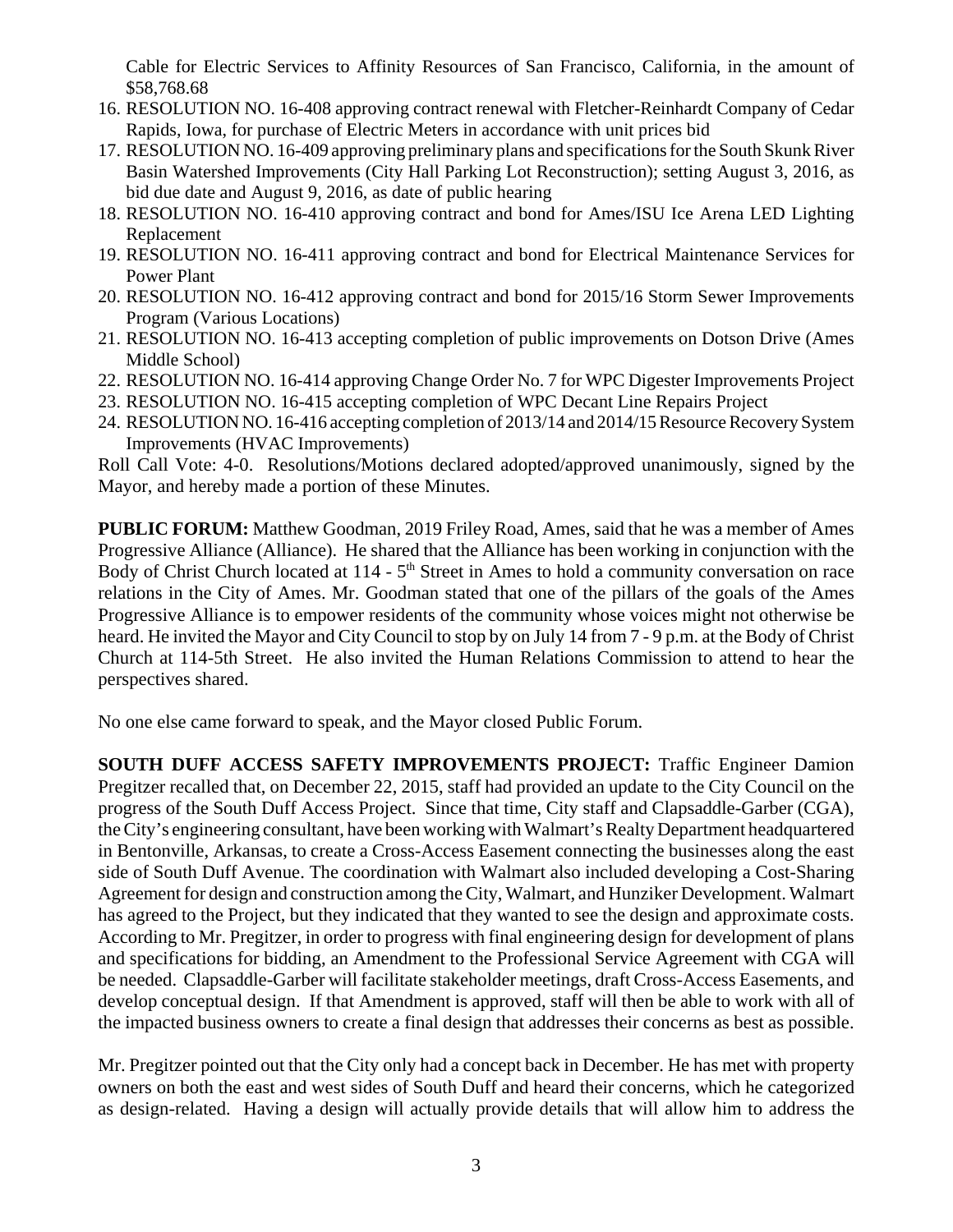Cable for Electric Services to Affinity Resources of San Francisco, California, in the amount of $58,768.68

16. RESOLUTION NO. 16-408 approving contract renewal with Fletcher-Reinhardt Company of Cedar Rapids, Iowa, for purchase of Electric Meters in accordance with unit prices bid
17. RESOLUTION NO. 16-409 approving preliminary plans and specifications for the South Skunk River Basin Watershed Improvements (City Hall Parking Lot Reconstruction); setting August 3, 2016, as bid due date and August 9, 2016, as date of public hearing
18. RESOLUTION NO. 16-410 approving contract and bond for Ames/ISU Ice Arena LED Lighting Replacement
19. RESOLUTION NO. 16-411 approving contract and bond for Electrical Maintenance Services for Power Plant
20. RESOLUTION NO. 16-412 approving contract and bond for 2015/16 Storm Sewer Improvements Program (Various Locations)
21. RESOLUTION NO. 16-413 accepting completion of public improvements on Dotson Drive (Ames Middle School)
22. RESOLUTION NO. 16-414 approving Change Order No. 7 for WPC Digester Improvements Project
23. RESOLUTION NO. 16-415 accepting completion of WPC Decant Line Repairs Project
24. RESOLUTION NO. 16-416 accepting completion of 2013/14 and 2014/15 Resource Recovery System Improvements (HVAC Improvements)

Roll Call Vote: 4-0. Resolutions/Motions declared adopted/approved unanimously, signed by the Mayor, and hereby made a portion of these Minutes.

**PUBLIC FORUM:** Matthew Goodman, 2019 Friley Road, Ames, said that he was a member of Ames Progressive Alliance (Alliance). He shared that the Alliance has been working in conjunction with the Body of Christ Church located at 114 - 5th Street in Ames to hold a community conversation on race relations in the City of Ames. Mr. Goodman stated that one of the pillars of the goals of the Ames Progressive Alliance is to empower residents of the community whose voices might not otherwise be heard. He invited the Mayor and City Council to stop by on July 14 from 7 - 9 p.m. at the Body of Christ Church at 114-5th Street. He also invited the Human Relations Commission to attend to hear the perspectives shared.

No one else came forward to speak, and the Mayor closed Public Forum.

**SOUTH DUFF ACCESS SAFETY IMPROVEMENTS PROJECT:** Traffic Engineer Damion Pregitzer recalled that, on December 22, 2015, staff had provided an update to the City Council on the progress of the South Duff Access Project. Since that time, City staff and Clapsaddle-Garber (CGA), the City's engineering consultant, have been working with Walmart's Realty Department headquartered in Bentonville, Arkansas, to create a Cross-Access Easement connecting the businesses along the east side of South Duff Avenue. The coordination with Walmart also included developing a Cost-Sharing Agreement for design and construction among the City, Walmart, and Hunziker Development. Walmart has agreed to the Project, but they indicated that they wanted to see the design and approximate costs. According to Mr. Pregitzer, in order to progress with final engineering design for development of plans and specifications for bidding, an Amendment to the Professional Service Agreement with CGA will be needed. Clapsaddle-Garber will facilitate stakeholder meetings, draft Cross-Access Easements, and develop conceptual design. If that Amendment is approved, staff will then be able to work with all of the impacted business owners to create a final design that addresses their concerns as best as possible.

Mr. Pregitzer pointed out that the City only had a concept back in December. He has met with property owners on both the east and west sides of South Duff and heard their concerns, which he categorized as design-related. Having a design will actually provide details that will allow him to address the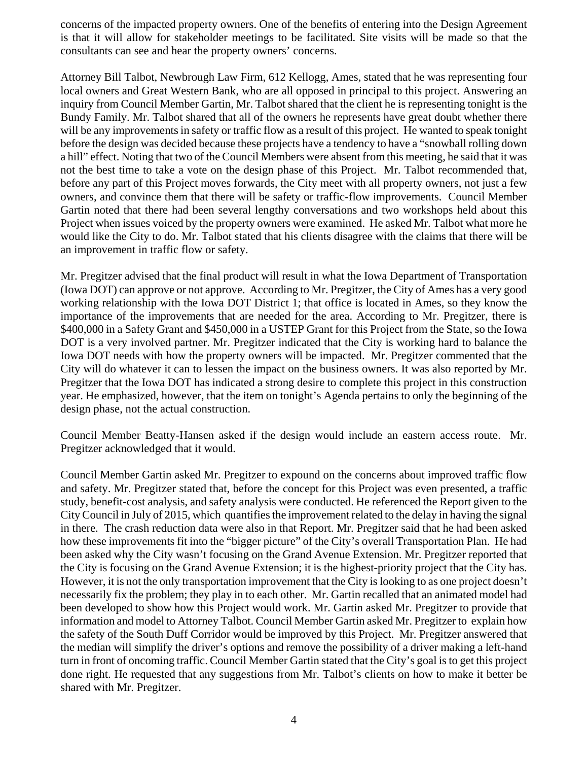concerns of the impacted property owners. One of the benefits of entering into the Design Agreement is that it will allow for stakeholder meetings to be facilitated. Site visits will be made so that the consultants can see and hear the property owners' concerns.

Attorney Bill Talbot, Newbrough Law Firm, 612 Kellogg, Ames, stated that he was representing four local owners and Great Western Bank, who are all opposed in principal to this project. Answering an inquiry from Council Member Gartin, Mr. Talbot shared that the client he is representing tonight is the Bundy Family. Mr. Talbot shared that all of the owners he represents have great doubt whether there will be any improvements in safety or traffic flow as a result of this project. He wanted to speak tonight before the design was decided because these projects have a tendency to have a "snowball rolling down a hill" effect. Noting that two of the Council Members were absent from this meeting, he said that it was not the best time to take a vote on the design phase of this Project. Mr. Talbot recommended that, before any part of this Project moves forwards, the City meet with all property owners, not just a few owners, and convince them that there will be safety or traffic-flow improvements. Council Member Gartin noted that there had been several lengthy conversations and two workshops held about this Project when issues voiced by the property owners were examined. He asked Mr. Talbot what more he would like the City to do. Mr. Talbot stated that his clients disagree with the claims that there will be an improvement in traffic flow or safety.

Mr. Pregitzer advised that the final product will result in what the Iowa Department of Transportation (Iowa DOT) can approve or not approve. According to Mr. Pregitzer, the City of Ames has a very good working relationship with the Iowa DOT District 1; that office is located in Ames, so they know the importance of the improvements that are needed for the area. According to Mr. Pregitzer, there is $400,000 in a Safety Grant and $450,000 in a USTEP Grant for this Project from the State, so the Iowa DOT is a very involved partner. Mr. Pregitzer indicated that the City is working hard to balance the Iowa DOT needs with how the property owners will be impacted. Mr. Pregitzer commented that the City will do whatever it can to lessen the impact on the business owners. It was also reported by Mr. Pregitzer that the Iowa DOT has indicated a strong desire to complete this project in this construction year. He emphasized, however, that the item on tonight's Agenda pertains to only the beginning of the design phase, not the actual construction.

Council Member Beatty-Hansen asked if the design would include an eastern access route. Mr. Pregitzer acknowledged that it would.

Council Member Gartin asked Mr. Pregitzer to expound on the concerns about improved traffic flow and safety. Mr. Pregitzer stated that, before the concept for this Project was even presented, a traffic study, benefit-cost analysis, and safety analysis were conducted. He referenced the Report given to the City Council in July of 2015, which quantifies the improvement related to the delay in having the signal in there. The crash reduction data were also in that Report. Mr. Pregitzer said that he had been asked how these improvements fit into the "bigger picture" of the City's overall Transportation Plan. He had been asked why the City wasn't focusing on the Grand Avenue Extension. Mr. Pregitzer reported that the City is focusing on the Grand Avenue Extension; it is the highest-priority project that the City has. However, it is not the only transportation improvement that the City is looking to as one project doesn't necessarily fix the problem; they play in to each other. Mr. Gartin recalled that an animated model had been developed to show how this Project would work. Mr. Gartin asked Mr. Pregitzer to provide that information and model to Attorney Talbot. Council Member Gartin asked Mr. Pregitzer to explain how the safety of the South Duff Corridor would be improved by this Project. Mr. Pregitzer answered that the median will simplify the driver's options and remove the possibility of a driver making a left-hand turn in front of oncoming traffic. Council Member Gartin stated that the City's goal is to get this project done right. He requested that any suggestions from Mr. Talbot's clients on how to make it better be shared with Mr. Pregitzer.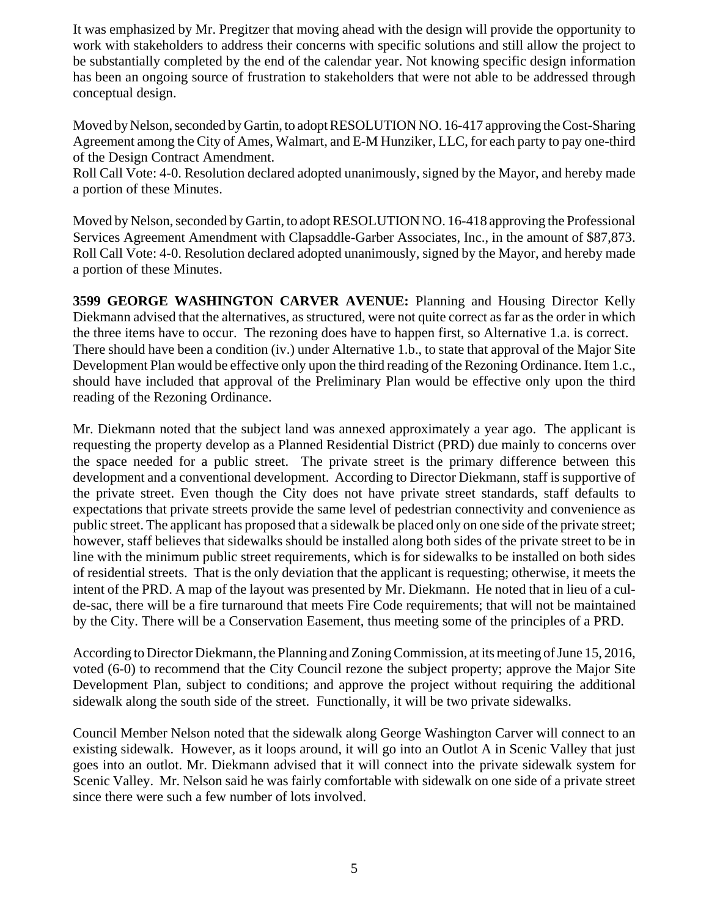It was emphasized by Mr. Pregitzer that moving ahead with the design will provide the opportunity to work with stakeholders to address their concerns with specific solutions and still allow the project to be substantially completed by the end of the calendar year. Not knowing specific design information has been an ongoing source of frustration to stakeholders that were not able to be addressed through conceptual design.

Moved by Nelson, seconded by Gartin, to adopt RESOLUTION NO. 16-417 approving the Cost-Sharing Agreement among the City of Ames, Walmart, and E-M Hunziker, LLC, for each party to pay one-third of the Design Contract Amendment.
Roll Call Vote: 4-0. Resolution declared adopted unanimously, signed by the Mayor, and hereby made a portion of these Minutes.

Moved by Nelson, seconded by Gartin, to adopt RESOLUTION NO. 16-418 approving the Professional Services Agreement Amendment with Clapsaddle-Garber Associates, Inc., in the amount of $87,873.
Roll Call Vote: 4-0. Resolution declared adopted unanimously, signed by the Mayor, and hereby made a portion of these Minutes.

**3599 GEORGE WASHINGTON CARVER AVENUE:** Planning and Housing Director Kelly Diekmann advised that the alternatives, as structured, were not quite correct as far as the order in which the three items have to occur. The rezoning does have to happen first, so Alternative 1.a. is correct. There should have been a condition (iv.) under Alternative 1.b., to state that approval of the Major Site Development Plan would be effective only upon the third reading of the Rezoning Ordinance. Item 1.c., should have included that approval of the Preliminary Plan would be effective only upon the third reading of the Rezoning Ordinance.

Mr. Diekmann noted that the subject land was annexed approximately a year ago. The applicant is requesting the property develop as a Planned Residential District (PRD) due mainly to concerns over the space needed for a public street. The private street is the primary difference between this development and a conventional development. According to Director Diekmann, staff is supportive of the private street. Even though the City does not have private street standards, staff defaults to expectations that private streets provide the same level of pedestrian connectivity and convenience as public street. The applicant has proposed that a sidewalk be placed only on one side of the private street; however, staff believes that sidewalks should be installed along both sides of the private street to be in line with the minimum public street requirements, which is for sidewalks to be installed on both sides of residential streets. That is the only deviation that the applicant is requesting; otherwise, it meets the intent of the PRD. A map of the layout was presented by Mr. Diekmann. He noted that in lieu of a cul-de-sac, there will be a fire turnaround that meets Fire Code requirements; that will not be maintained by the City. There will be a Conservation Easement, thus meeting some of the principles of a PRD.

According to Director Diekmann, the Planning and Zoning Commission, at its meeting of June 15, 2016, voted (6-0) to recommend that the City Council rezone the subject property; approve the Major Site Development Plan, subject to conditions; and approve the project without requiring the additional sidewalk along the south side of the street. Functionally, it will be two private sidewalks.

Council Member Nelson noted that the sidewalk along George Washington Carver will connect to an existing sidewalk. However, as it loops around, it will go into an Outlot A in Scenic Valley that just goes into an outlot. Mr. Diekmann advised that it will connect into the private sidewalk system for Scenic Valley. Mr. Nelson said he was fairly comfortable with sidewalk on one side of a private street since there were such a few number of lots involved.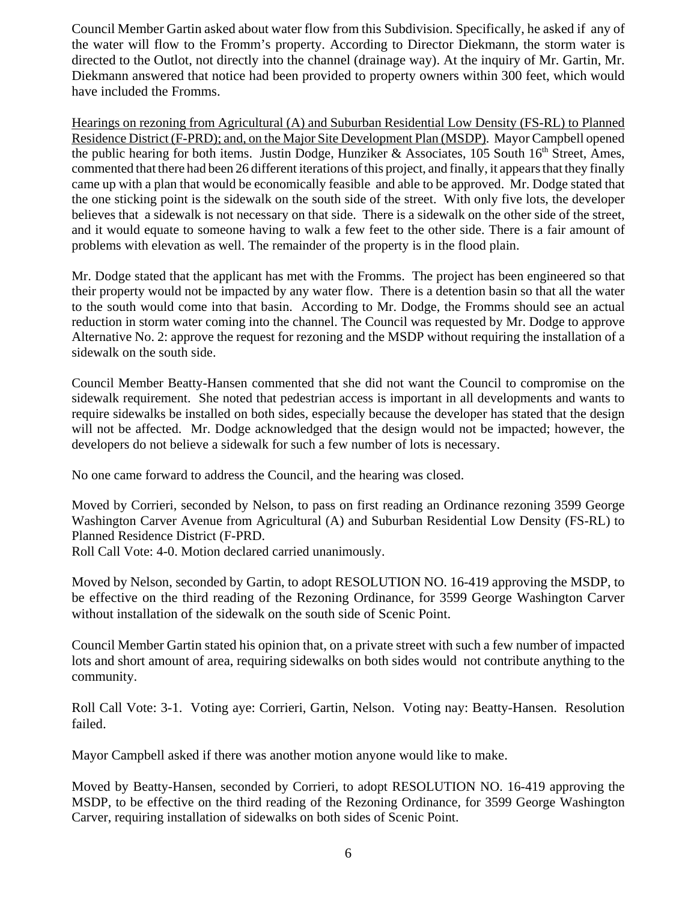Council Member Gartin asked about water flow from this Subdivision. Specifically, he asked if any of the water will flow to the Fromm's property. According to Director Diekmann, the storm water is directed to the Outlot, not directly into the channel (drainage way). At the inquiry of Mr. Gartin, Mr. Diekmann answered that notice had been provided to property owners within 300 feet, which would have included the Fromms.

Hearings on rezoning from Agricultural (A) and Suburban Residential Low Density (FS-RL) to Planned Residence District (F-PRD); and, on the Major Site Development Plan (MSDP). Mayor Campbell opened the public hearing for both items. Justin Dodge, Hunziker & Associates, 105 South 16th Street, Ames, commented that there had been 26 different iterations of this project, and finally, it appears that they finally came up with a plan that would be economically feasible and able to be approved. Mr. Dodge stated that the one sticking point is the sidewalk on the south side of the street. With only five lots, the developer believes that a sidewalk is not necessary on that side. There is a sidewalk on the other side of the street, and it would equate to someone having to walk a few feet to the other side. There is a fair amount of problems with elevation as well. The remainder of the property is in the flood plain.

Mr. Dodge stated that the applicant has met with the Fromms. The project has been engineered so that their property would not be impacted by any water flow. There is a detention basin so that all the water to the south would come into that basin. According to Mr. Dodge, the Fromms should see an actual reduction in storm water coming into the channel. The Council was requested by Mr. Dodge to approve Alternative No. 2: approve the request for rezoning and the MSDP without requiring the installation of a sidewalk on the south side.

Council Member Beatty-Hansen commented that she did not want the Council to compromise on the sidewalk requirement. She noted that pedestrian access is important in all developments and wants to require sidewalks be installed on both sides, especially because the developer has stated that the design will not be affected. Mr. Dodge acknowledged that the design would not be impacted; however, the developers do not believe a sidewalk for such a few number of lots is necessary.

No one came forward to address the Council, and the hearing was closed.

Moved by Corrieri, seconded by Nelson, to pass on first reading an Ordinance rezoning 3599 George Washington Carver Avenue from Agricultural (A) and Suburban Residential Low Density (FS-RL) to Planned Residence District (F-PRD.
Roll Call Vote: 4-0. Motion declared carried unanimously.

Moved by Nelson, seconded by Gartin, to adopt RESOLUTION NO. 16-419 approving the MSDP, to be effective on the third reading of the Rezoning Ordinance, for 3599 George Washington Carver without installation of the sidewalk on the south side of Scenic Point.

Council Member Gartin stated his opinion that, on a private street with such a few number of impacted lots and short amount of area, requiring sidewalks on both sides would not contribute anything to the community.

Roll Call Vote: 3-1. Voting aye: Corrieri, Gartin, Nelson. Voting nay: Beatty-Hansen. Resolution failed.

Mayor Campbell asked if there was another motion anyone would like to make.

Moved by Beatty-Hansen, seconded by Corrieri, to adopt RESOLUTION NO. 16-419 approving the MSDP, to be effective on the third reading of the Rezoning Ordinance, for 3599 George Washington Carver, requiring installation of sidewalks on both sides of Scenic Point.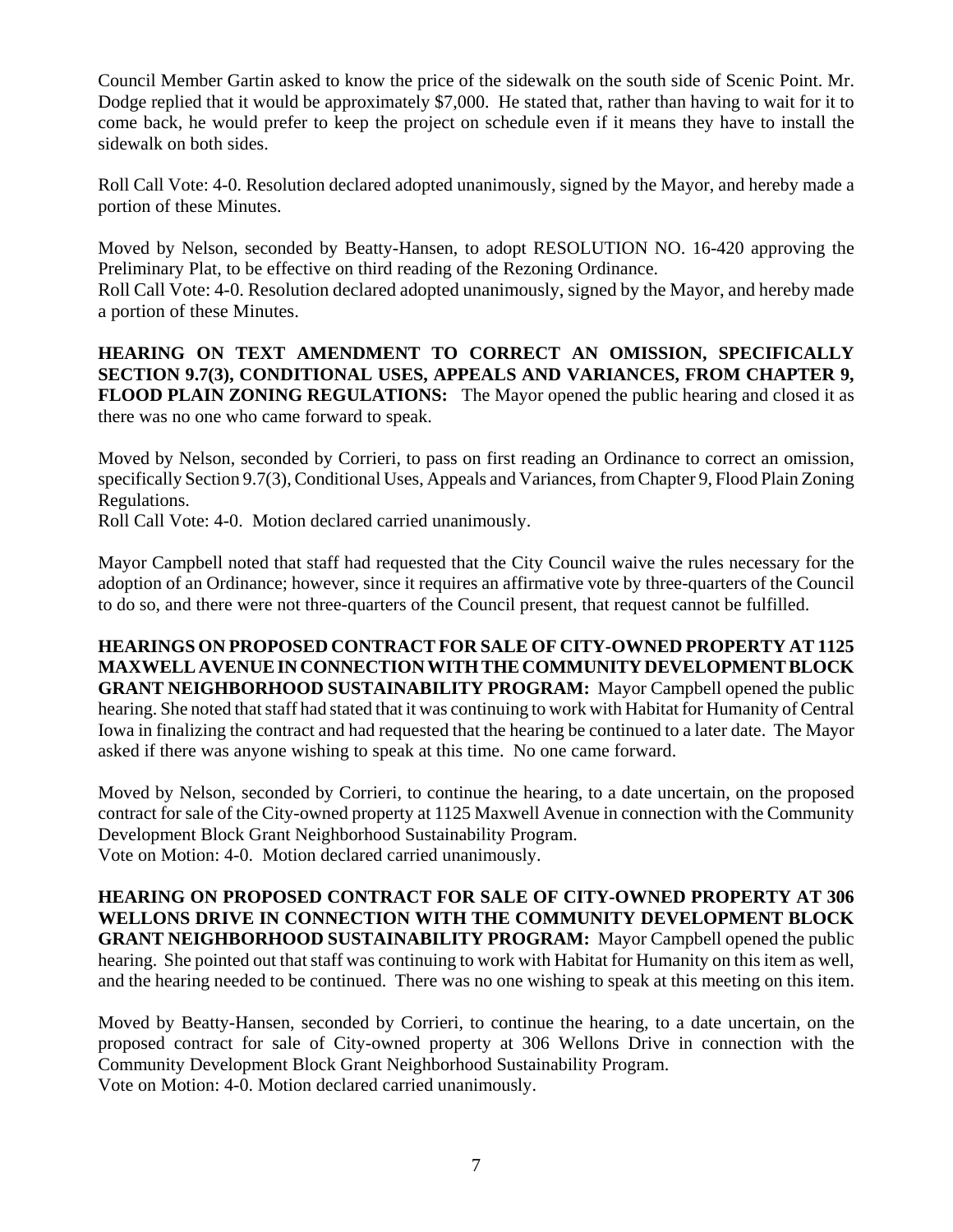Council Member Gartin asked to know the price of the sidewalk on the south side of Scenic Point. Mr. Dodge replied that it would be approximately $7,000. He stated that, rather than having to wait for it to come back, he would prefer to keep the project on schedule even if it means they have to install the sidewalk on both sides.

Roll Call Vote: 4-0. Resolution declared adopted unanimously, signed by the Mayor, and hereby made a portion of these Minutes.

Moved by Nelson, seconded by Beatty-Hansen, to adopt RESOLUTION NO. 16-420 approving the Preliminary Plat, to be effective on third reading of the Rezoning Ordinance.
Roll Call Vote: 4-0. Resolution declared adopted unanimously, signed by the Mayor, and hereby made a portion of these Minutes.

**HEARING ON TEXT AMENDMENT TO CORRECT AN OMISSION, SPECIFICALLY SECTION 9.7(3), CONDITIONAL USES, APPEALS AND VARIANCES, FROM CHAPTER 9, FLOOD PLAIN ZONING REGULATIONS:** The Mayor opened the public hearing and closed it as there was no one who came forward to speak.

Moved by Nelson, seconded by Corrieri, to pass on first reading an Ordinance to correct an omission, specifically Section 9.7(3), Conditional Uses, Appeals and Variances, from Chapter 9, Flood Plain Zoning Regulations.
Roll Call Vote: 4-0. Motion declared carried unanimously.

Mayor Campbell noted that staff had requested that the City Council waive the rules necessary for the adoption of an Ordinance; however, since it requires an affirmative vote by three-quarters of the Council to do so, and there were not three-quarters of the Council present, that request cannot be fulfilled.

**HEARINGS ON PROPOSED CONTRACT FOR SALE OF CITY-OWNED PROPERTY AT 1125 MAXWELL AVENUE IN CONNECTION WITH THE COMMUNITY DEVELOPMENT BLOCK GRANT NEIGHBORHOOD SUSTAINABILITY PROGRAM:** Mayor Campbell opened the public hearing. She noted that staff had stated that it was continuing to work with Habitat for Humanity of Central Iowa in finalizing the contract and had requested that the hearing be continued to a later date. The Mayor asked if there was anyone wishing to speak at this time. No one came forward.

Moved by Nelson, seconded by Corrieri, to continue the hearing, to a date uncertain, on the proposed contract for sale of the City-owned property at 1125 Maxwell Avenue in connection with the Community Development Block Grant Neighborhood Sustainability Program.
Vote on Motion: 4-0. Motion declared carried unanimously.

**HEARING ON PROPOSED CONTRACT FOR SALE OF CITY-OWNED PROPERTY AT 306 WELLONS DRIVE IN CONNECTION WITH THE COMMUNITY DEVELOPMENT BLOCK GRANT NEIGHBORHOOD SUSTAINABILITY PROGRAM:** Mayor Campbell opened the public hearing. She pointed out that staff was continuing to work with Habitat for Humanity on this item as well, and the hearing needed to be continued. There was no one wishing to speak at this meeting on this item.

Moved by Beatty-Hansen, seconded by Corrieri, to continue the hearing, to a date uncertain, on the proposed contract for sale of City-owned property at 306 Wellons Drive in connection with the Community Development Block Grant Neighborhood Sustainability Program.
Vote on Motion: 4-0. Motion declared carried unanimously.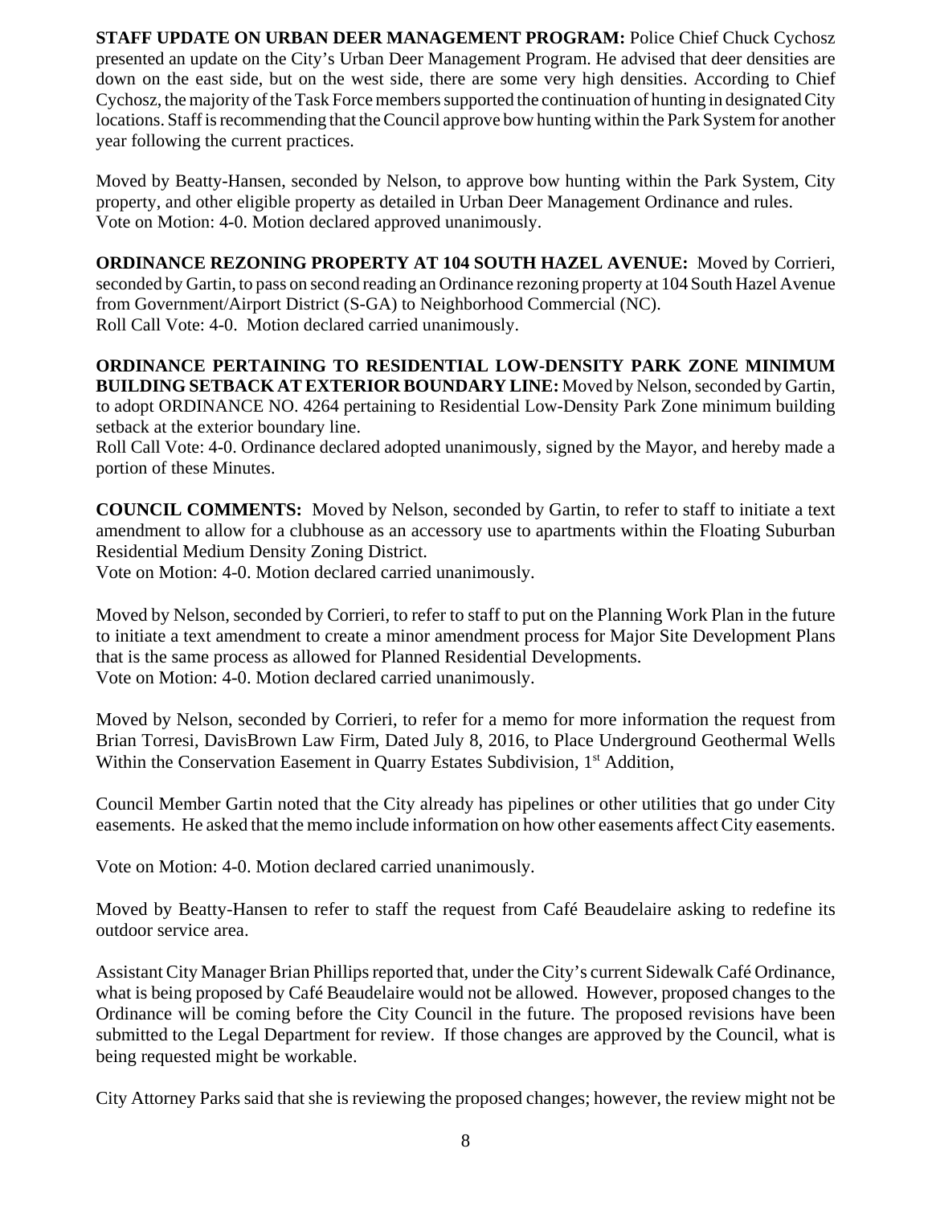**STAFF UPDATE ON URBAN DEER MANAGEMENT PROGRAM:** Police Chief Chuck Cychosz presented an update on the City's Urban Deer Management Program. He advised that deer densities are down on the east side, but on the west side, there are some very high densities. According to Chief Cychosz, the majority of the Task Force members supported the continuation of hunting in designated City locations. Staff is recommending that the Council approve bow hunting within the Park System for another year following the current practices.

Moved by Beatty-Hansen, seconded by Nelson, to approve bow hunting within the Park System, City property, and other eligible property as detailed in Urban Deer Management Ordinance and rules.
Vote on Motion: 4-0. Motion declared approved unanimously.

**ORDINANCE REZONING PROPERTY AT 104 SOUTH HAZEL AVENUE:** Moved by Corrieri, seconded by Gartin, to pass on second reading an Ordinance rezoning property at 104 South Hazel Avenue from Government/Airport District (S-GA) to Neighborhood Commercial (NC).
Roll Call Vote: 4-0. Motion declared carried unanimously.

**ORDINANCE PERTAINING TO RESIDENTIAL LOW-DENSITY PARK ZONE MINIMUM BUILDING SETBACK AT EXTERIOR BOUNDARY LINE:** Moved by Nelson, seconded by Gartin, to adopt ORDINANCE NO. 4264 pertaining to Residential Low-Density Park Zone minimum building setback at the exterior boundary line.
Roll Call Vote: 4-0. Ordinance declared adopted unanimously, signed by the Mayor, and hereby made a portion of these Minutes.

**COUNCIL COMMENTS:** Moved by Nelson, seconded by Gartin, to refer to staff to initiate a text amendment to allow for a clubhouse as an accessory use to apartments within the Floating Suburban Residential Medium Density Zoning District.
Vote on Motion: 4-0. Motion declared carried unanimously.

Moved by Nelson, seconded by Corrieri, to refer to staff to put on the Planning Work Plan in the future to initiate a text amendment to create a minor amendment process for Major Site Development Plans that is the same process as allowed for Planned Residential Developments.
Vote on Motion: 4-0. Motion declared carried unanimously.

Moved by Nelson, seconded by Corrieri, to refer for a memo for more information the request from Brian Torresi, DavisBrown Law Firm, Dated July 8, 2016, to Place Underground Geothermal Wells Within the Conservation Easement in Quarry Estates Subdivision, 1st Addition,

Council Member Gartin noted that the City already has pipelines or other utilities that go under City easements. He asked that the memo include information on how other easements affect City easements.

Vote on Motion: 4-0. Motion declared carried unanimously.

Moved by Beatty-Hansen to refer to staff the request from Café Beaudelaire asking to redefine its outdoor service area.

Assistant City Manager Brian Phillips reported that, under the City's current Sidewalk Café Ordinance, what is being proposed by Café Beaudelaire would not be allowed. However, proposed changes to the Ordinance will be coming before the City Council in the future. The proposed revisions have been submitted to the Legal Department for review. If those changes are approved by the Council, what is being requested might be workable.

City Attorney Parks said that she is reviewing the proposed changes; however, the review might not be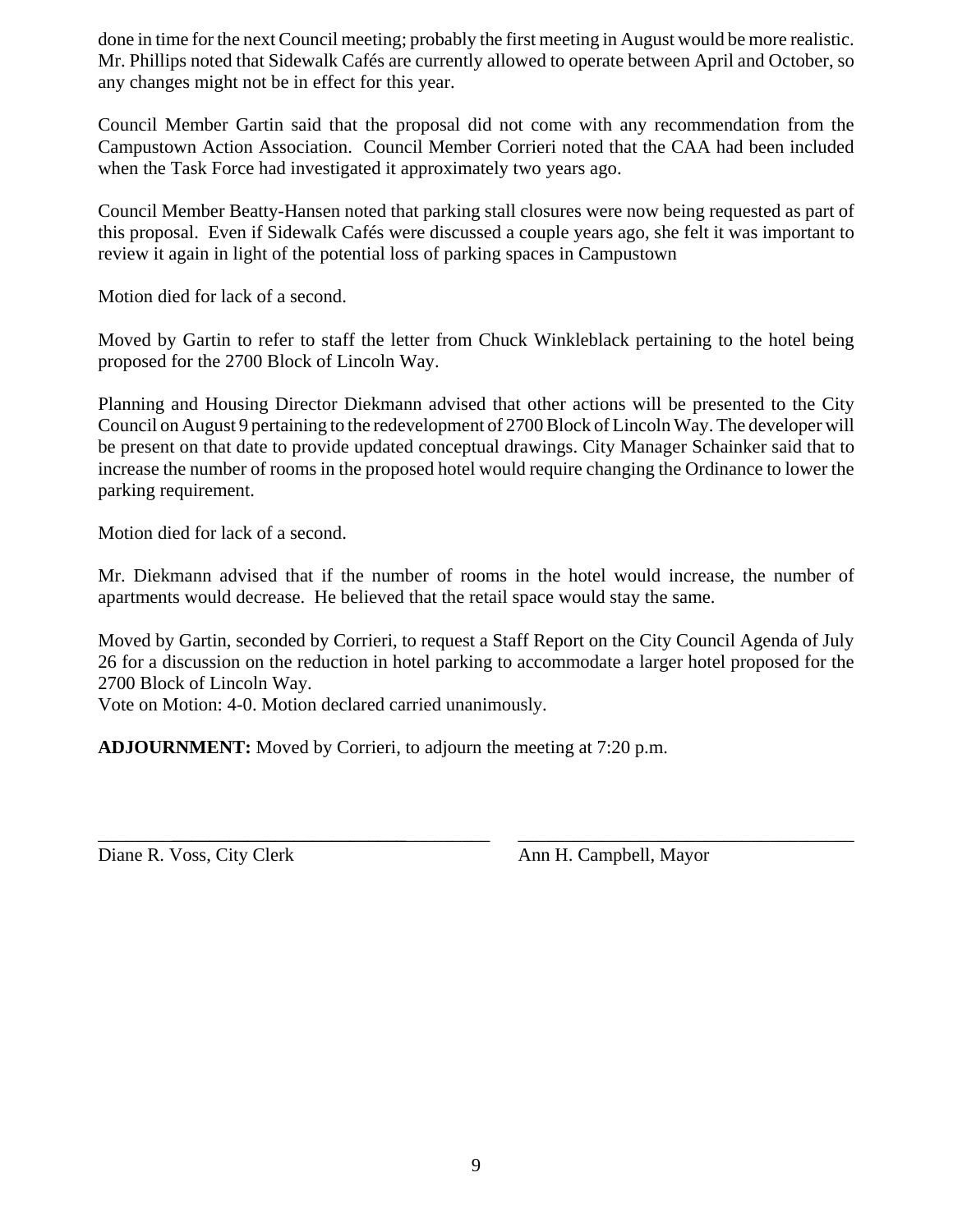done in time for the next Council meeting; probably the first meeting in August would be more realistic. Mr. Phillips noted that Sidewalk Cafés are currently allowed to operate between April and October, so any changes might not be in effect for this year.

Council Member Gartin said that the proposal did not come with any recommendation from the Campustown Action Association. Council Member Corrieri noted that the CAA had been included when the Task Force had investigated it approximately two years ago.

Council Member Beatty-Hansen noted that parking stall closures were now being requested as part of this proposal. Even if Sidewalk Cafés were discussed a couple years ago, she felt it was important to review it again in light of the potential loss of parking spaces in Campustown

Motion died for lack of a second.

Moved by Gartin to refer to staff the letter from Chuck Winkleblack pertaining to the hotel being proposed for the 2700 Block of Lincoln Way.

Planning and Housing Director Diekmann advised that other actions will be presented to the City Council on August 9 pertaining to the redevelopment of 2700 Block of Lincoln Way. The developer will be present on that date to provide updated conceptual drawings. City Manager Schainker said that to increase the number of rooms in the proposed hotel would require changing the Ordinance to lower the parking requirement.

Motion died for lack of a second.

Mr. Diekmann advised that if the number of rooms in the hotel would increase, the number of apartments would decrease. He believed that the retail space would stay the same.

Moved by Gartin, seconded by Corrieri, to request a Staff Report on the City Council Agenda of July 26 for a discussion on the reduction in hotel parking to accommodate a larger hotel proposed for the 2700 Block of Lincoln Way.
Vote on Motion: 4-0. Motion declared carried unanimously.

**ADJOURNMENT:** Moved by Corrieri, to adjourn the meeting at 7:20 p.m.

\_\_\_\_\_\_\_\_\_\_\_\_\_\_\_\_\_\_\_\_\_\_\_\_\_\_\_\_\_\_\_\_\_\_\_\_\_\_\_\_ \_\_\_\_\_\_\_\_\_\_\_\_\_\_\_\_\_\_\_\_\_\_\_\_\_\_\_\_\_\_\_\_\_\_\_\_\_\_\_\_

Diane R. Voss, City Clerk Ann H. Campbell, Mayor